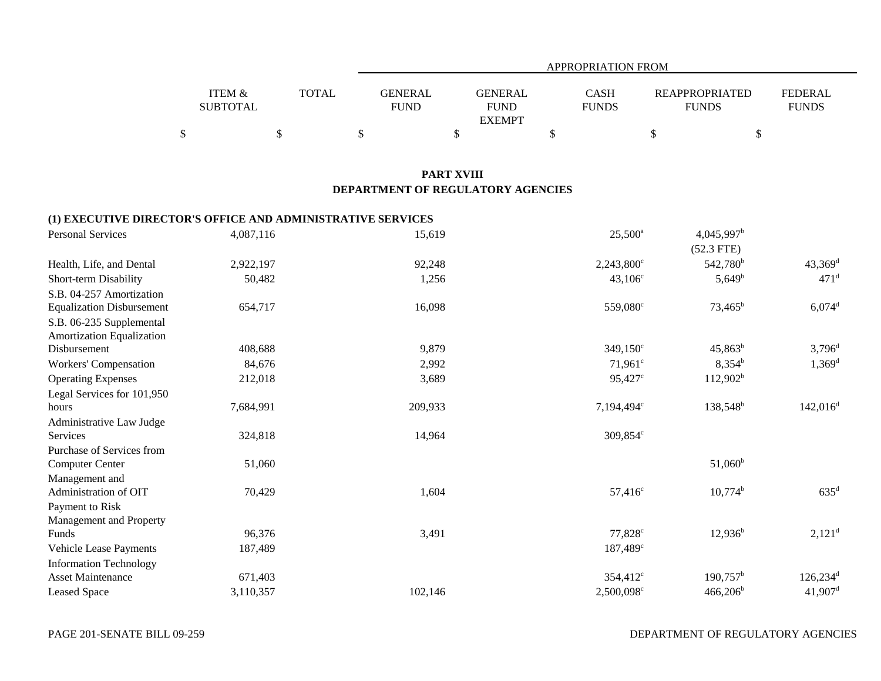|  | ITEM & SUBTOTAL | TOTAL | APPROPRIATION FROM GENERAL FUND | GENERAL FUND EXEMPT | CASH FUNDS | REAPPROPRIATED FUNDS | FEDERAL FUNDS |
|---|---|---|---|---|---|---|---|
|  | $ | $ | $ | $ | $ | $ | $ |

## PART XVIII
## DEPARTMENT OF REGULATORY AGENCIES

### (1) EXECUTIVE DIRECTOR'S OFFICE AND ADMINISTRATIVE SERVICES

|  | ITEM & SUBTOTAL | TOTAL | GENERAL FUND | GENERAL FUND EXEMPT | CASH FUNDS | REAPPROPRIATED FUNDS | FEDERAL FUNDS |
|---|---|---|---|---|---|---|---|
| Personal Services | 4,087,116 |  | 15,619 |  | 25,500[a] | 4,045,997[b] (52.3 FTE) |  |
| Health, Life, and Dental | 2,922,197 |  | 92,248 |  | 2,243,800[c] | 542,780[b] | 43,369[d] |
| Short-term Disability | 50,482 |  | 1,256 |  | 43,106[c] | 5,649[b] | 471[d] |
| S.B. 04-257 Amortization Equalization Disbursement | 654,717 |  | 16,098 |  | 559,080[c] | 73,465[b] | 6,074[d] |
| S.B. 06-235 Supplemental Amortization Equalization Disbursement | 408,688 |  | 9,879 |  | 349,150[c] | 45,863[b] | 3,796[d] |
| Workers' Compensation | 84,676 |  | 2,992 |  | 71,961[c] | 8,354[b] | 1,369[d] |
| Operating Expenses | 212,018 |  | 3,689 |  | 95,427[c] | 112,902[b] |  |
| Legal Services for 101,950 hours | 7,684,991 |  | 209,933 |  | 7,194,494[c] | 138,548[b] | 142,016[d] |
| Administrative Law Judge Services | 324,818 |  | 14,964 |  | 309,854[c] |  |  |
| Purchase of Services from Computer Center | 51,060 |  |  |  |  | 51,060[b] |  |
| Management and Administration of OIT | 70,429 |  | 1,604 |  | 57,416[c] | 10,774[b] | 635[d] |
| Payment to Risk Management and Property Funds | 96,376 |  | 3,491 |  | 77,828[c] | 12,936[b] | 2,121[d] |
| Vehicle Lease Payments | 187,489 |  |  |  | 187,489[c] |  |  |
| Information Technology Asset Maintenance | 671,403 |  |  |  | 354,412[c] | 190,757[b] | 126,234[d] |
| Leased Space | 3,110,357 |  | 102,146 |  | 2,500,098[c] | 466,206[b] | 41,907[d] |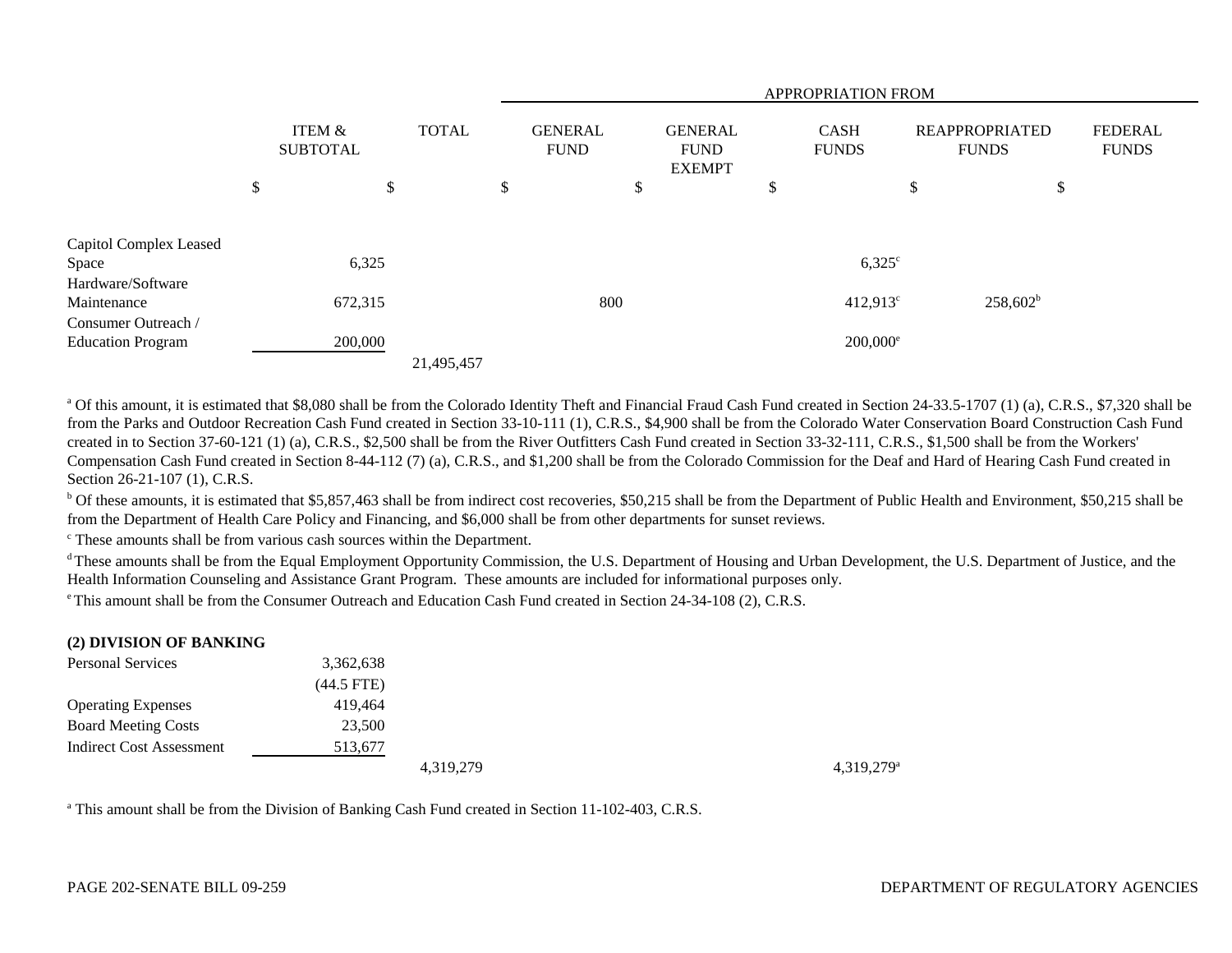| | ITEM & SUBTOTAL | TOTAL | APPROPRIATION FROM GENERAL FUND | GENERAL FUND EXEMPT | CASH FUNDS | REAPPROPRIATED FUNDS | FEDERAL FUNDS |
|---|---|---|---|---|---|---|---|
| | $ | $ | $ | $ | $ | $ | $ |
| Capitol Complex Leased Space | 6,325 | | | | 6,325[c] | | |
| Hardware/Software Maintenance | 672,315 | | 800 | | 412,913[c] | 258,602[b] | |
| Consumer Outreach / Education Program | 200,000 | | | | 200,000[e] | | |
| | | 21,495,457 | | | | | |

[a] Of this amount, it is estimated that $8,080 shall be from the Colorado Identity Theft and Financial Fraud Cash Fund created in Section 24-33.5-1707 (1) (a), C.R.S., $7,320 shall be from the Parks and Outdoor Recreation Cash Fund created in Section 33-10-111 (1), C.R.S., $4,900 shall be from the Colorado Water Conservation Board Construction Cash Fund created in to Section 37-60-121 (1) (a), C.R.S., $2,500 shall be from the River Outfitters Cash Fund created in Section 33-32-111, C.R.S., $1,500 shall be from the Workers' Compensation Cash Fund created in Section 8-44-112 (7) (a), C.R.S., and $1,200 shall be from the Colorado Commission for the Deaf and Hard of Hearing Cash Fund created in Section 26-21-107 (1), C.R.S.

[b] Of these amounts, it is estimated that $5,857,463 shall be from indirect cost recoveries, $50,215 shall be from the Department of Public Health and Environment, $50,215 shall be from the Department of Health Care Policy and Financing, and $6,000 shall be from other departments for sunset reviews.

[c] These amounts shall be from various cash sources within the Department.

[d] These amounts shall be from the Equal Employment Opportunity Commission, the U.S. Department of Housing and Urban Development, the U.S. Department of Justice, and the Health Information Counseling and Assistance Grant Program. These amounts are included for informational purposes only.

[e] This amount shall be from the Consumer Outreach and Education Cash Fund created in Section 24-34-108 (2), C.R.S.

**(2) DIVISION OF BANKING**

| | ITEM & SUBTOTAL | TOTAL | GENERAL FUND | GENERAL FUND EXEMPT | CASH FUNDS | REAPPROPRIATED FUNDS | FEDERAL FUNDS |
|---|---|---|---|---|---|---|---|
| Personal Services | 3,362,638 | | | | | | |
| | (44.5 FTE) | | | | | | |
| Operating Expenses | 419,464 | | | | | | |
| Board Meeting Costs | 23,500 | | | | | | |
| Indirect Cost Assessment | 513,677 | | | | | | |
| | | 4,319,279 | | | 4,319,279[a] | | |

[a] This amount shall be from the Division of Banking Cash Fund created in Section 11-102-403, C.R.S.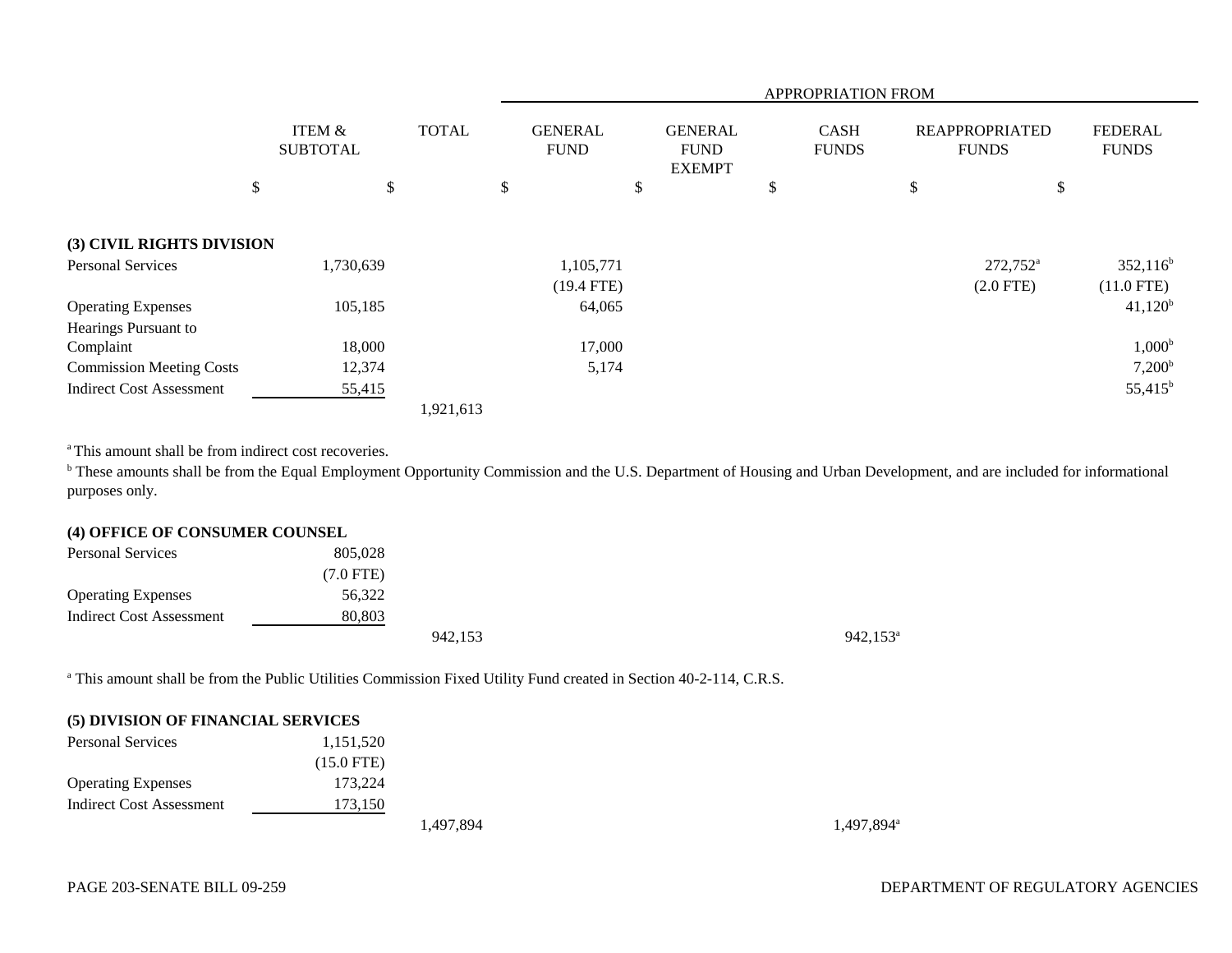| | ITEM & SUBTOTAL | TOTAL | APPROPRIATION FROM | | | | |
|---|---|---|---|---|---|---|---|
| | | | GENERAL FUND | GENERAL FUND EXEMPT | CASH FUNDS | REAPPROPRIATED FUNDS | FEDERAL FUNDS |
| | $ | $ | $ | $ | $ | $ | $ |
| **(3) CIVIL RIGHTS DIVISION** | | | | | | | |
| Personal Services | 1,730,639 | | 1,105,771 | | | 272,752[a] | 352,116[b] |
| | | | (19.4 FTE) | | | (2.0 FTE) | (11.0 FTE) |
| Operating Expenses | 105,185 | | 64,065 | | | | 41,120[b] |
| Hearings Pursuant to Complaint | 18,000 | | 17,000 | | | | 1,000[b] |
| Commission Meeting Costs | 12,374 | | 5,174 | | | | 7,200[b] |
| Indirect Cost Assessment | 55,415 | | | | | | 55,415[b] |
| | | 1,921,613 | | | | | |

[a] This amount shall be from indirect cost recoveries.

[b] These amounts shall be from the Equal Employment Opportunity Commission and the U.S. Department of Housing and Urban Development, and are included for informational purposes only.

| | ITEM & SUBTOTAL | TOTAL | GENERAL FUND | GENERAL FUND EXEMPT | CASH FUNDS | REAPPROPRIATED FUNDS | FEDERAL FUNDS |
|---|---|---|---|---|---|---|---|
| **(4) OFFICE OF CONSUMER COUNSEL** | | | | | | | |
| Personal Services | 805,028 | | | | | | |
| | (7.0 FTE) | | | | | | |
| Operating Expenses | 56,322 | | | | | | |
| Indirect Cost Assessment | 80,803 | | | | | | |
| | | 942,153 | | | 942,153[a] | | |

[a] This amount shall be from the Public Utilities Commission Fixed Utility Fund created in Section 40-2-114, C.R.S.

| | ITEM & SUBTOTAL | TOTAL | GENERAL FUND | GENERAL FUND EXEMPT | CASH FUNDS | REAPPROPRIATED FUNDS | FEDERAL FUNDS |
|---|---|---|---|---|---|---|---|
| **(5) DIVISION OF FINANCIAL SERVICES** | | | | | | | |
| Personal Services | 1,151,520 | | | | | | |
| | (15.0 FTE) | | | | | | |
| Operating Expenses | 173,224 | | | | | | |
| Indirect Cost Assessment | 173,150 | | | | | | |
| | | 1,497,894 | | | 1,497,894[a] | | |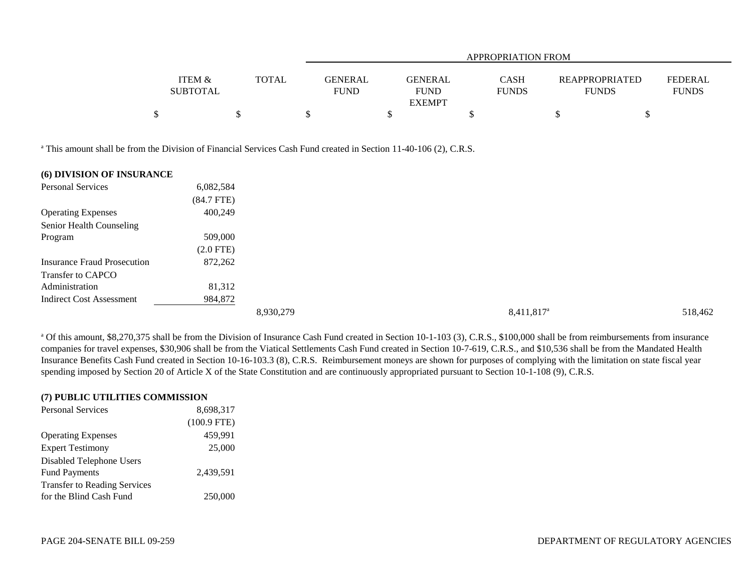| | ITEM & SUBTOTAL | TOTAL | APPROPRIATION FROM GENERAL FUND | GENERAL FUND EXEMPT | CASH FUNDS | REAPPROPRIATED FUNDS | FEDERAL FUNDS |
|---|---|---|---|---|---|---|---|
| | $ | $ | $ | $ | $ | $ | $ |

[a] This amount shall be from the Division of Financial Services Cash Fund created in Section 11-40-106 (2), C.R.S.

| | ITEM & SUBTOTAL | TOTAL | GENERAL FUND | GENERAL FUND EXEMPT | CASH FUNDS | REAPPROPRIATED FUNDS | FEDERAL FUNDS |
|---|---|---|---|---|---|---|---|
| **(6) DIVISION OF INSURANCE** | | | | | | | |
| Personal Services | 6,082,584 | | | | | | |
| | (84.7 FTE) | | | | | | |
| Operating Expenses | 400,249 | | | | | | |
| Senior Health Counseling Program | 509,000 | | | | | | |
| | (2.0 FTE) | | | | | | |
| Insurance Fraud Prosecution | 872,262 | | | | | | |
| Transfer to CAPCO Administration | 81,312 | | | | | | |
| Indirect Cost Assessment | 984,872 | | | | | | |
| | | 8,930,279 | | | 8,411,817[a] | | 518,462 |

[a] Of this amount, $8,270,375 shall be from the Division of Insurance Cash Fund created in Section 10-1-103 (3), C.R.S., $100,000 shall be from reimbursements from insurance companies for travel expenses, $30,906 shall be from the Viatical Settlements Cash Fund created in Section 10-7-619, C.R.S., and $10,536 shall be from the Mandated Health Insurance Benefits Cash Fund created in Section 10-16-103.3 (8), C.R.S. Reimbursement moneys are shown for purposes of complying with the limitation on state fiscal year spending imposed by Section 20 of Article X of the State Constitution and are continuously appropriated pursuant to Section 10-1-108 (9), C.R.S.

| | ITEM & SUBTOTAL | TOTAL | GENERAL FUND | GENERAL FUND EXEMPT | CASH FUNDS | REAPPROPRIATED FUNDS | FEDERAL FUNDS |
|---|---|---|---|---|---|---|---|
| **(7) PUBLIC UTILITIES COMMISSION** | | | | | | | |
| Personal Services | 8,698,317 | | | | | | |
| | (100.9 FTE) | | | | | | |
| Operating Expenses | 459,991 | | | | | | |
| Expert Testimony | 25,000 | | | | | | |
| Disabled Telephone Users Fund Payments | 2,439,591 | | | | | | |
| Transfer to Reading Services for the Blind Cash Fund | 250,000 | | | | | | |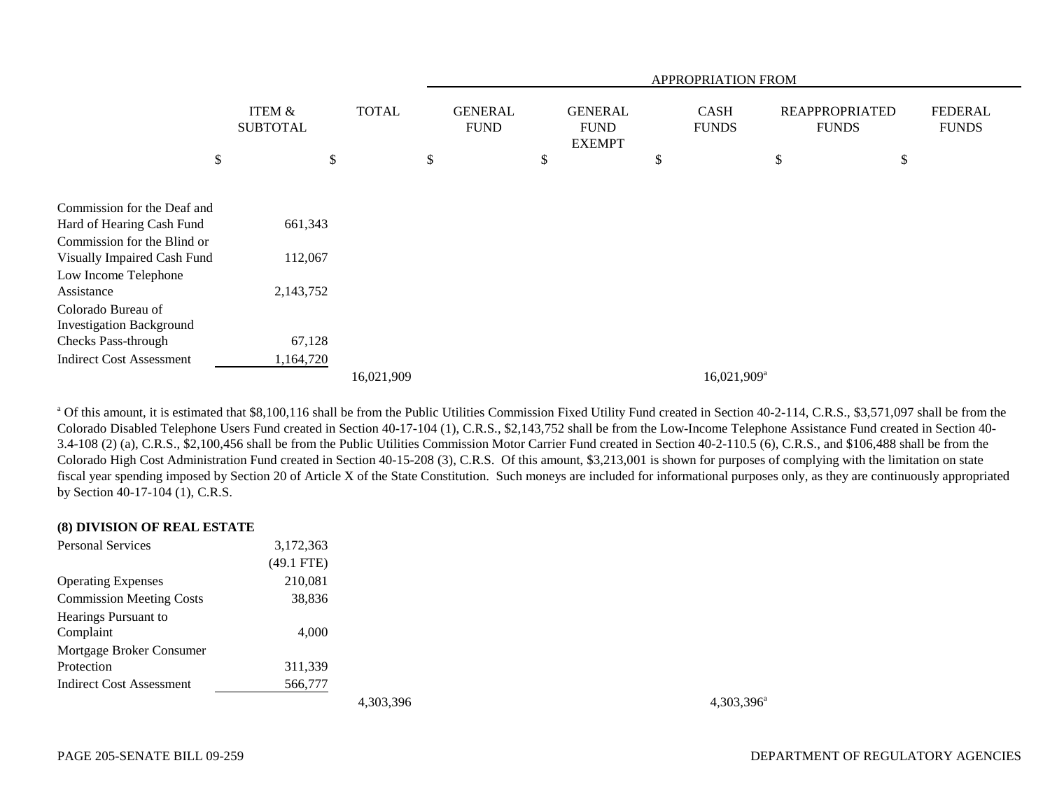| | ITEM & SUBTOTAL | TOTAL | APPROPRIATION FROM | | | | |
|---|---|---|---|---|---|---|---|
| | | | GENERAL FUND | GENERAL FUND EXEMPT | CASH FUNDS | REAPPROPRIATED FUNDS | FEDERAL FUNDS |
| | $ | $ | $ | $ | $ | $ | $ |
| Commission for the Deaf and Hard of Hearing Cash Fund | 661,343 | | | | | | |
| Commission for the Blind or Visually Impaired Cash Fund | 112,067 | | | | | | |
| Low Income Telephone Assistance | 2,143,752 | | | | | | |
| Colorado Bureau of Investigation Background Checks Pass-through | 67,128 | | | | | | |
| Indirect Cost Assessment | 1,164,720 | | | | | | |
| | | 16,021,909 | | | 16,021,909[a] | | |

[a] Of this amount, it is estimated that $8,100,116 shall be from the Public Utilities Commission Fixed Utility Fund created in Section 40-2-114, C.R.S., $3,571,097 shall be from the Colorado Disabled Telephone Users Fund created in Section 40-17-104 (1), C.R.S., $2,143,752 shall be from the Low-Income Telephone Assistance Fund created in Section 40-3.4-108 (2) (a), C.R.S., $2,100,456 shall be from the Public Utilities Commission Motor Carrier Fund created in Section 40-2-110.5 (6), C.R.S., and $106,488 shall be from the Colorado High Cost Administration Fund created in Section 40-15-208 (3), C.R.S. Of this amount, $3,213,001 is shown for purposes of complying with the limitation on state fiscal year spending imposed by Section 20 of Article X of the State Constitution. Such moneys are included for informational purposes only, as they are continuously appropriated by Section 40-17-104 (1), C.R.S.

**(8) DIVISION OF REAL ESTATE**

| | ITEM & SUBTOTAL | TOTAL | GENERAL FUND | GENERAL FUND EXEMPT | CASH FUNDS | REAPPROPRIATED FUNDS | FEDERAL FUNDS |
|---|---|---|---|---|---|---|---|
| Personal Services | 3,172,363 | | | | | | |
| | (49.1 FTE) | | | | | | |
| Operating Expenses | 210,081 | | | | | | |
| Commission Meeting Costs | 38,836 | | | | | | |
| Hearings Pursuant to Complaint | 4,000 | | | | | | |
| Mortgage Broker Consumer Protection | 311,339 | | | | | | |
| Indirect Cost Assessment | 566,777 | | | | | | |
| | | 4,303,396 | | | 4,303,396[a] | | |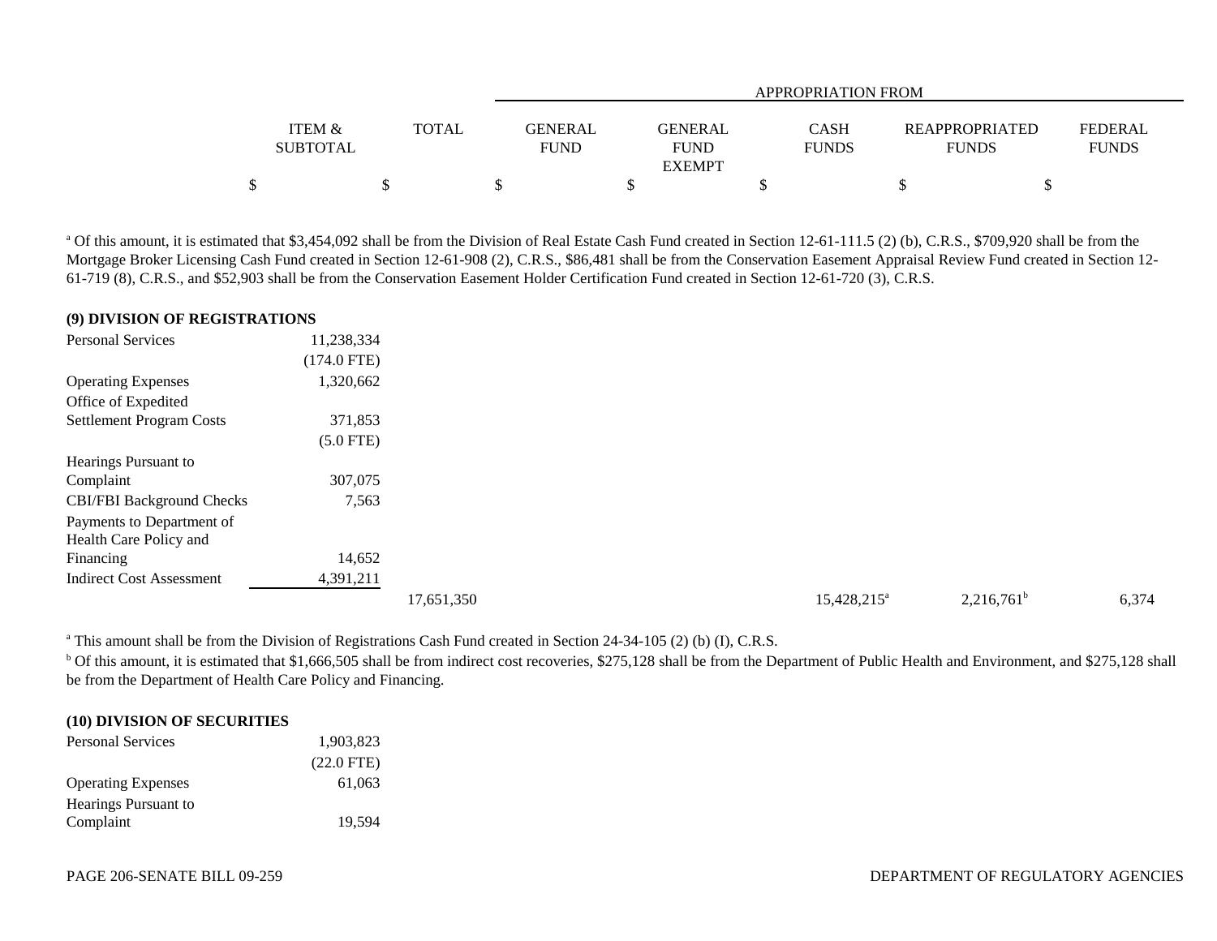| | ITEM & SUBTOTAL | TOTAL | APPROPRIATION FROM GENERAL FUND | GENERAL FUND EXEMPT | CASH FUNDS | REAPPROPRIATED FUNDS | FEDERAL FUNDS |
|---|---|---|---|---|---|---|---|
| | $ | $ | $ | $ | $ | $ | $ |

[a] Of this amount, it is estimated that $3,454,092 shall be from the Division of Real Estate Cash Fund created in Section 12-61-111.5 (2) (b), C.R.S., $709,920 shall be from the Mortgage Broker Licensing Cash Fund created in Section 12-61-908 (2), C.R.S., $86,481 shall be from the Conservation Easement Appraisal Review Fund created in Section 12-61-719 (8), C.R.S., and $52,903 shall be from the Conservation Easement Holder Certification Fund created in Section 12-61-720 (3), C.R.S.

**(9) DIVISION OF REGISTRATIONS**

| | ITEM & SUBTOTAL | TOTAL | GENERAL FUND | GENERAL FUND EXEMPT | CASH FUNDS | REAPPROPRIATED FUNDS | FEDERAL FUNDS |
|---|---|---|---|---|---|---|---|
| Personal Services | 11,238,334 | | | | | | |
| | (174.0 FTE) | | | | | | |
| Operating Expenses | 1,320,662 | | | | | | |
| Office of Expedited Settlement Program Costs | 371,853 | | | | | | |
| | (5.0 FTE) | | | | | | |
| Hearings Pursuant to Complaint | 307,075 | | | | | | |
| CBI/FBI Background Checks | 7,563 | | | | | | |
| Payments to Department of Health Care Policy and Financing | 14,652 | | | | | | |
| Indirect Cost Assessment | 4,391,211 | | | | | | |
| | | 17,651,350 | | | 15,428,215[a] | 2,216,761[b] | 6,374 |

[a] This amount shall be from the Division of Registrations Cash Fund created in Section 24-34-105 (2) (b) (I), C.R.S.

[b] Of this amount, it is estimated that $1,666,505 shall be from indirect cost recoveries, $275,128 shall be from the Department of Public Health and Environment, and $275,128 shall be from the Department of Health Care Policy and Financing.

**(10) DIVISION OF SECURITIES**

| | ITEM & SUBTOTAL | TOTAL | GENERAL FUND | GENERAL FUND EXEMPT | CASH FUNDS | REAPPROPRIATED FUNDS | FEDERAL FUNDS |
|---|---|---|---|---|---|---|---|
| Personal Services | 1,903,823 | | | | | | |
| | (22.0 FTE) | | | | | | |
| Operating Expenses | 61,063 | | | | | | |
| Hearings Pursuant to Complaint | 19,594 | | | | | | |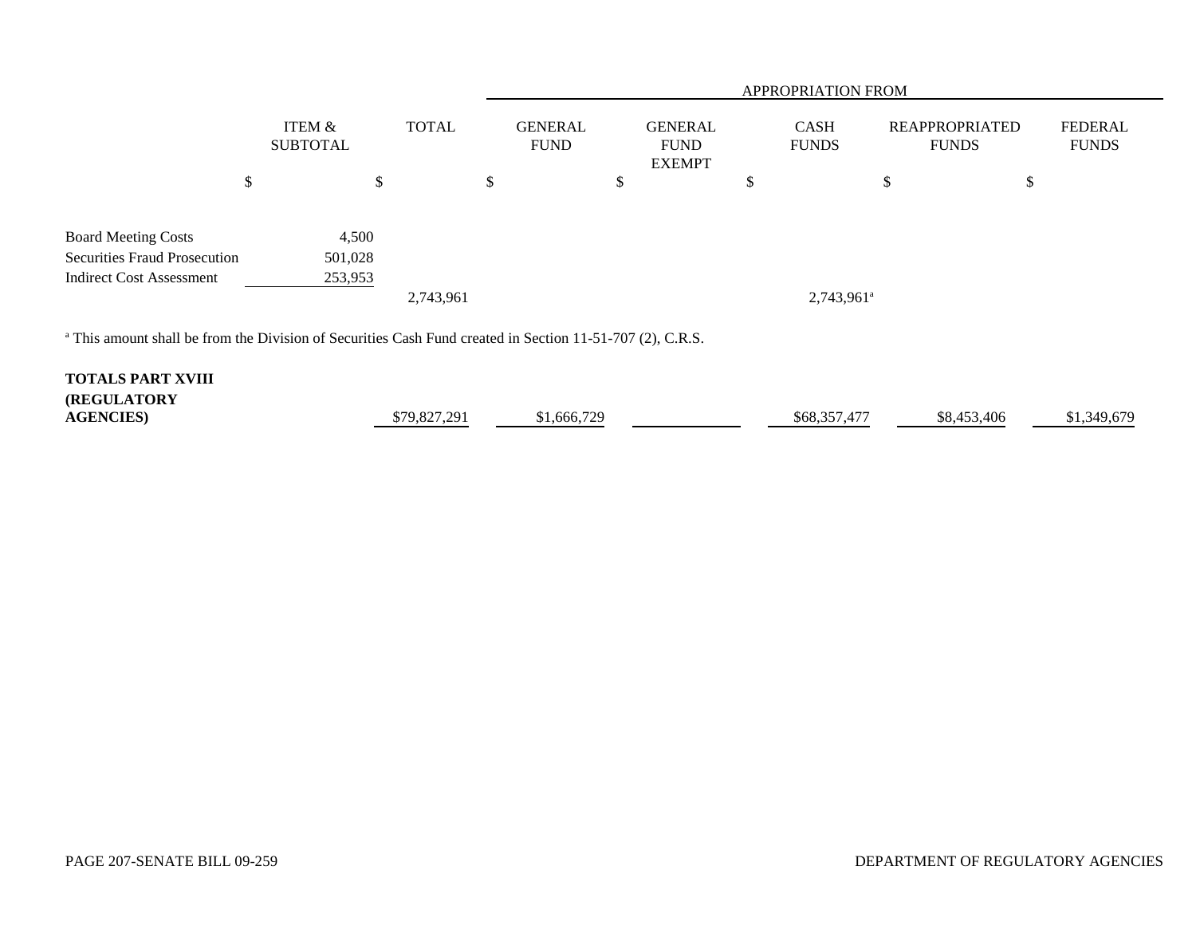| | ITEM & SUBTOTAL | TOTAL | APPROPRIATION FROM | | | | |
|---|---|---|---|---|---|---|---|
| | | | GENERAL FUND | GENERAL FUND EXEMPT | CASH FUNDS | REAPPROPRIATED FUNDS | FEDERAL FUNDS |
| | $ | $ | $ | $ | $ | $ | $ |
| Board Meeting Costs | 4,500 | | | | | | |
| Securities Fraud Prosecution | 501,028 | | | | | | |
| Indirect Cost Assessment | 253,953 | | | | | | |
| | | 2,743,961 | | | 2,743,961[a] | | |

[a] This amount shall be from the Division of Securities Cash Fund created in Section 11-51-707 (2), C.R.S.

| | ITEM & SUBTOTAL | TOTAL | GENERAL FUND | GENERAL FUND EXEMPT | CASH FUNDS | REAPPROPRIATED FUNDS | FEDERAL FUNDS |
|---|---|---|---|---|---|---|---|
| **TOTALS PART XVIII (REGULATORY AGENCIES)** | | $79,827,291 | $1,666,729 | | $68,357,477 | $8,453,406 | $1,349,679 |